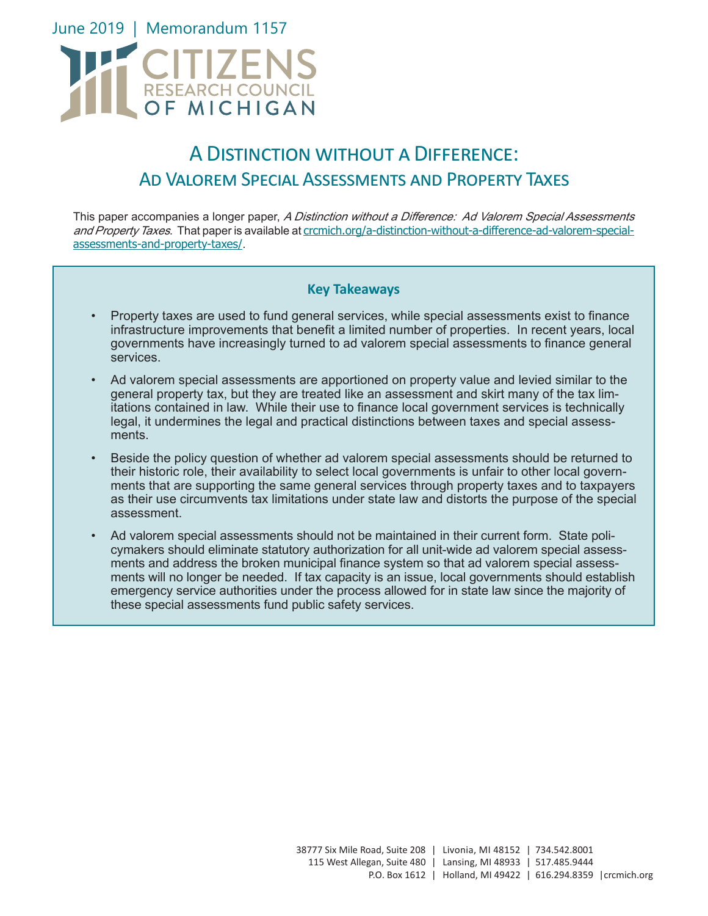June 2019 | Memorandum 1157

CITIZENS RESEARCH COUNCIL OF MICHIGAN

# A Distinction without a Difference: Ad Valorem Special Assessments and Property Taxes

This paper accompanies a longer paper, *A Distinction without a Difference: Ad Valorem Special Assessments and Property Taxes*. That paper is available at [crcmich.org/a-distinction-without-a-difference-ad-valorem-special-assessments-and-property-taxes/](crcmich.org/a-distinction-without-a-difference-ad-valorem-special-assessments-and-property-taxes/).

### Key Takeaways

- Property taxes are used to fund general services, while special assessments exist to finance infrastructure improvements that benefit a limited number of properties. In recent years, local governments have increasingly turned to ad valorem special assessments to finance general services.
- Ad valorem special assessments are apportioned on property value and levied similar to the general property tax, but they are treated like an assessment and skirt many of the tax limitations contained in law. While their use to finance local government services is technically legal, it undermines the legal and practical distinctions between taxes and special assessments.
- Beside the policy question of whether ad valorem special assessments should be returned to their historic role, their availability to select local governments is unfair to other local governments that are supporting the same general services through property taxes and to taxpayers as their use circumvents tax limitations under state law and distorts the purpose of the special assessment.
- Ad valorem special assessments should not be maintained in their current form. State policymakers should eliminate statutory authorization for all unit-wide ad valorem special assessments and address the broken municipal finance system so that ad valorem special assessments will no longer be needed. If tax capacity is an issue, local governments should establish emergency service authorities under the process allowed for in state law since the majority of these special assessments fund public safety services.

38777 Six Mile Road, Suite 208 | Livonia, MI 48152 | 734.542.8001
115 West Allegan, Suite 480 | Lansing, MI 48933 | 517.485.9444
P.O. Box 1612 | Holland, MI 49422 | 616.294.8359 | crcmich.org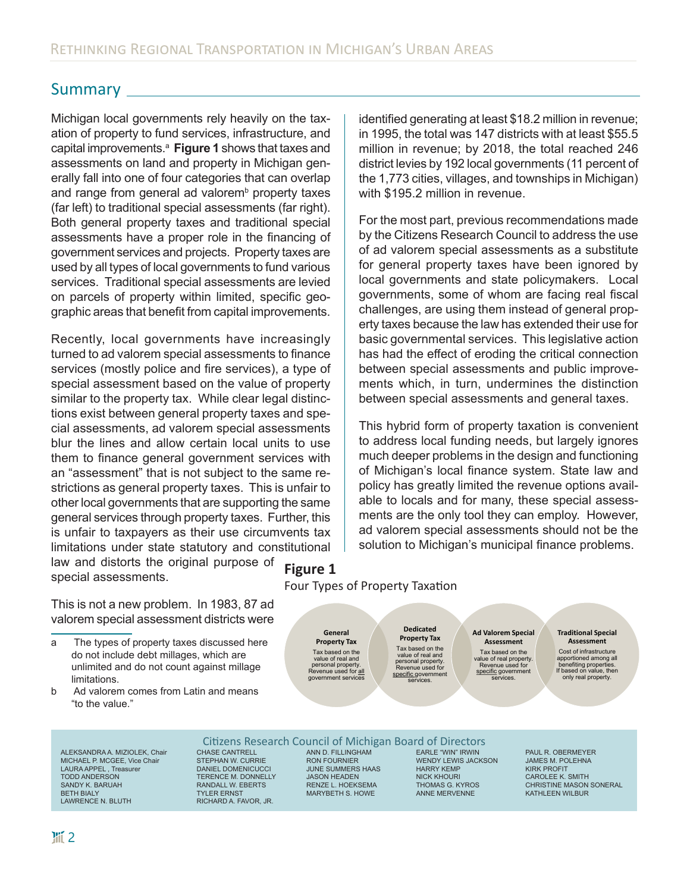## Summary

Michigan local governments rely heavily on the taxation of property to fund services, infrastructure, and capital improvements.[a] **Figure 1** shows that taxes and assessments on land and property in Michigan generally fall into one of four categories that can overlap and range from general ad valorem[b] property taxes (far left) to traditional special assessments (far right). Both general property taxes and traditional special assessments have a proper role in the financing of government services and projects. Property taxes are used by all types of local governments to fund various services. Traditional special assessments are levied on parcels of property within limited, specific geographic areas that benefit from capital improvements.

Recently, local governments have increasingly turned to ad valorem special assessments to finance services (mostly police and fire services), a type of special assessment based on the value of property similar to the property tax. While clear legal distinctions exist between general property taxes and special assessments, ad valorem special assessments blur the lines and allow certain local units to use them to finance general government services with an "assessment" that is not subject to the same restrictions as general property taxes. This is unfair to other local governments that are supporting the same general services through property taxes. Further, this is unfair to taxpayers as their use circumvents tax limitations under state statutory and constitutional law and distorts the original purpose of special assessments.

This is not a new problem. In 1983, 87 ad valorem special assessment districts were identified generating at least $18.2 million in revenue; in 1995, the total was 147 districts with at least $55.5 million in revenue; by 2018, the total reached 246 district levies by 192 local governments (11 percent of the 1,773 cities, villages, and townships in Michigan) with $195.2 million in revenue.

For the most part, previous recommendations made by the Citizens Research Council to address the use of ad valorem special assessments as a substitute for general property taxes have been ignored by local governments and state policymakers. Local governments, some of whom are facing real fiscal challenges, are using them instead of general property taxes because the law has extended their use for basic governmental services. This legislative action has had the effect of eroding the critical connection between special assessments and public improvements which, in turn, undermines the distinction between special assessments and general taxes.

This hybrid form of property taxation is convenient to address local funding needs, but largely ignores much deeper problems in the design and functioning of Michigan's local finance system. State law and policy has greatly limited the revenue options available to locals and for many, these special assessments are the only tool they can employ. However, ad valorem special assessments should not be the solution to Michigan's municipal finance problems.

**Figure 1**
Four Types of Property Taxation

| General Property Tax | Dedicated Property Tax | Ad Valorem Special Assessment | Traditional Special Assessment |
|---|---|---|---|
| Tax based on the value of real and personal property. Revenue used for all government services | Tax based on the value of real and personal property. Revenue used for specific government services. | Tax based on the value of real property. Revenue used for specific government services. | Cost of infrastructure apportioned among all benefiting properties. If based on value, then only real property. |

a The types of property taxes discussed here do not include debt millages, which are unlimited and do not count against millage limitations.

b Ad valorem comes from Latin and means "to the value."

Citizens Research Council of Michigan Board of Directors

ALEKSANDRA A. MIZIOLEK, Chair
MICHAEL P. MCGEE, Vice Chair
LAURA APPEL, Treasurer
TODD ANDERSON
SANDY K. BARUAH
BETH BIALY
LAWRENCE N. BLUTH
CHASE CANTRELL
STEPHAN W. CURRIE
DANIEL DOMENICUCCI
TERENCE M. DONNELLY
RANDALL W. EBERTS
TYLER ERNST
RICHARD A. FAVOR, JR.
ANN D. FILLINGHAM
RON FOURNIER
JUNE SUMMERS HAAS
JASON HEADEN
RENZE L. HOEKSEMA
MARYBETH S. HOWE
EARLE "WIN" IRWIN
WENDY LEWIS JACKSON
HARRY KEMP
NICK KHOURI
THOMAS G. KYROS
ANNE MERVENNE
PAUL R. OBERMEYER
JAMES M. POLEHNA
KIRK PROFIT
CAROLEE K. SMITH
CHRISTINE MASON SONERAL
KATHLEEN WILBUR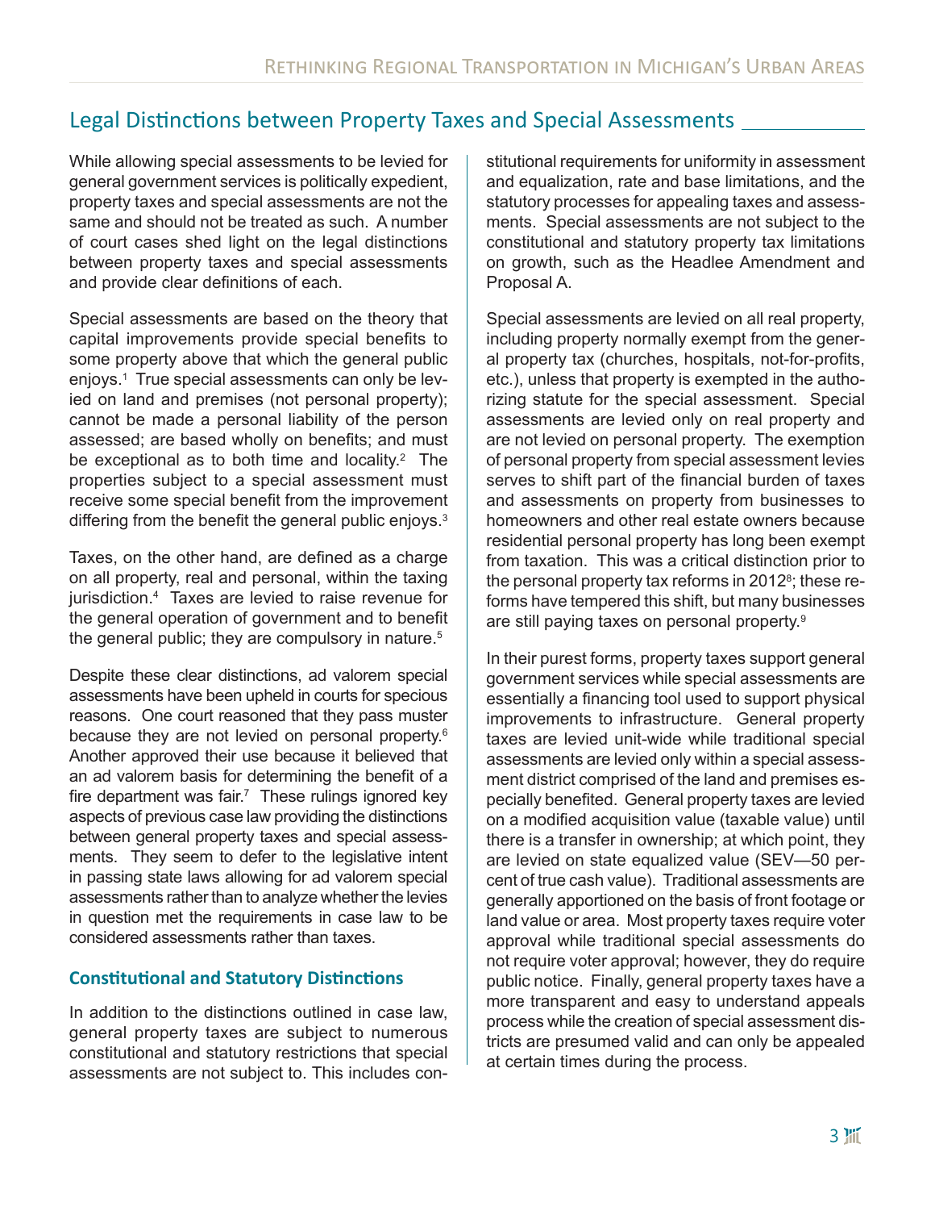## Legal Distinctions between Property Taxes and Special Assessments

While allowing special assessments to be levied for general government services is politically expedient, property taxes and special assessments are not the same and should not be treated as such. A number of court cases shed light on the legal distinctions between property taxes and special assessments and provide clear definitions of each.

Special assessments are based on the theory that capital improvements provide special benefits to some property above that which the general public enjoys.[1] True special assessments can only be levied on land and premises (not personal property); cannot be made a personal liability of the person assessed; are based wholly on benefits; and must be exceptional as to both time and locality.[2] The properties subject to a special assessment must receive some special benefit from the improvement differing from the benefit the general public enjoys.[3]

Taxes, on the other hand, are defined as a charge on all property, real and personal, within the taxing jurisdiction.[4] Taxes are levied to raise revenue for the general operation of government and to benefit the general public; they are compulsory in nature.[5]

Despite these clear distinctions, ad valorem special assessments have been upheld in courts for specious reasons. One court reasoned that they pass muster because they are not levied on personal property.[6] Another approved their use because it believed that an ad valorem basis for determining the benefit of a fire department was fair.[7] These rulings ignored key aspects of previous case law providing the distinctions between general property taxes and special assessments. They seem to defer to the legislative intent in passing state laws allowing for ad valorem special assessments rather than to analyze whether the levies in question met the requirements in case law to be considered assessments rather than taxes.

### Constitutional and Statutory Distinctions

In addition to the distinctions outlined in case law, general property taxes are subject to numerous constitutional and statutory restrictions that special assessments are not subject to. This includes constitutional requirements for uniformity in assessment and equalization, rate and base limitations, and the statutory processes for appealing taxes and assessments. Special assessments are not subject to the constitutional and statutory property tax limitations on growth, such as the Headlee Amendment and Proposal A.

Special assessments are levied on all real property, including property normally exempt from the general property tax (churches, hospitals, not-for-profits, etc.), unless that property is exempted in the authorizing statute for the special assessment. Special assessments are levied only on real property and are not levied on personal property. The exemption of personal property from special assessment levies serves to shift part of the financial burden of taxes and assessments on property from businesses to homeowners and other real estate owners because residential personal property has long been exempt from taxation. This was a critical distinction prior to the personal property tax reforms in 2012[8]; these reforms have tempered this shift, but many businesses are still paying taxes on personal property.[9]

In their purest forms, property taxes support general government services while special assessments are essentially a financing tool used to support physical improvements to infrastructure. General property taxes are levied unit-wide while traditional special assessments are levied only within a special assessment district comprised of the land and premises especially benefited. General property taxes are levied on a modified acquisition value (taxable value) until there is a transfer in ownership; at which point, they are levied on state equalized value (SEV—50 percent of true cash value). Traditional assessments are generally apportioned on the basis of front footage or land value or area. Most property taxes require voter approval while traditional special assessments do not require voter approval; however, they do require public notice. Finally, general property taxes have a more transparent and easy to understand appeals process while the creation of special assessment districts are presumed valid and can only be appealed at certain times during the process.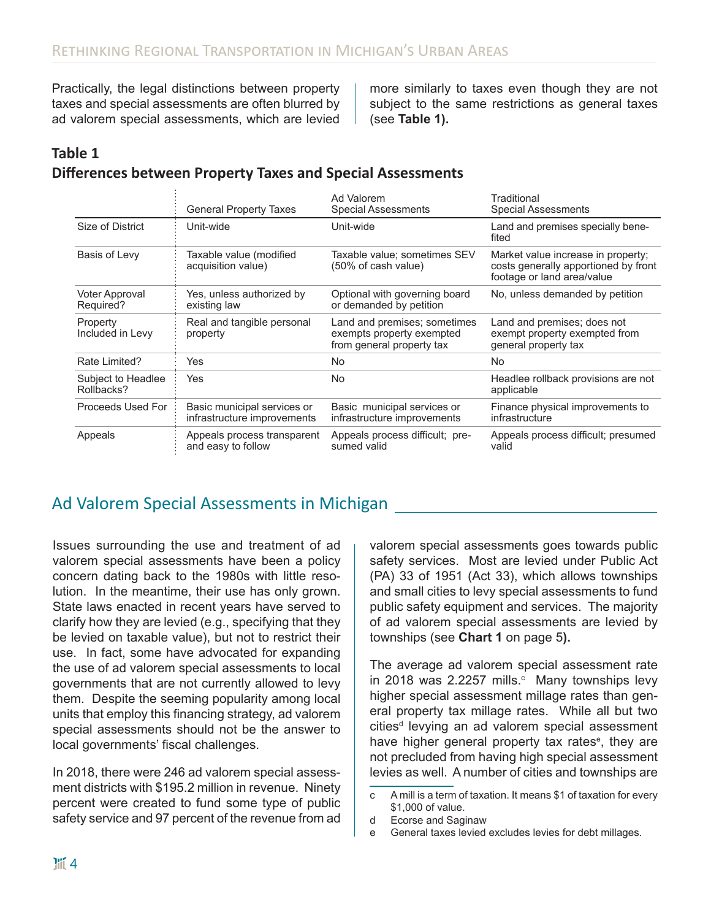Practically, the legal distinctions between property taxes and special assessments are often blurred by ad valorem special assessments, which are levied more similarly to taxes even though they are not subject to the same restrictions as general taxes (see **Table 1).**

**Table 1**
**Differences between Property Taxes and Special Assessments**

| | General Property Taxes | Ad Valorem Special Assessments | Traditional Special Assessments |
|---|---|---|---|
| Size of District | Unit-wide | Unit-wide | Land and premises specially benefited |
| Basis of Levy | Taxable value (modified acquisition value) | Taxable value; sometimes SEV (50% of cash value) | Market value increase in property; costs generally apportioned by front footage or land area/value |
| Voter Approval Required? | Yes, unless authorized by existing law | Optional with governing board or demanded by petition | No, unless demanded by petition |
| Property Included in Levy | Real and tangible personal property | Land and premises; sometimes exempts property exempted from general property tax | Land and premises; does not exempt property exempted from general property tax |
| Rate Limited? | Yes | No | No |
| Subject to Headlee Rollbacks? | Yes | No | Headlee rollback provisions are not applicable |
| Proceeds Used For | Basic municipal services or infrastructure improvements | Basic municipal services or infrastructure improvements | Finance physical improvements to infrastructure |
| Appeals | Appeals process transparent and easy to follow | Appeals process difficult; presumed valid | Appeals process difficult; presumed valid |

## Ad Valorem Special Assessments in Michigan

Issues surrounding the use and treatment of ad valorem special assessments have been a policy concern dating back to the 1980s with little resolution. In the meantime, their use has only grown. State laws enacted in recent years have served to clarify how they are levied (e.g., specifying that they be levied on taxable value), but not to restrict their use. In fact, some have advocated for expanding the use of ad valorem special assessments to local governments that are not currently allowed to levy them. Despite the seeming popularity among local units that employ this financing strategy, ad valorem special assessments should not be the answer to local governments' fiscal challenges.

In 2018, there were 246 ad valorem special assessment districts with $195.2 million in revenue. Ninety percent were created to fund some type of public safety service and 97 percent of the revenue from ad valorem special assessments goes towards public safety services. Most are levied under Public Act (PA) 33 of 1951 (Act 33), which allows townships and small cities to levy special assessments to fund public safety equipment and services. The majority of ad valorem special assessments are levied by townships (see **Chart 1** on page 5**).**

The average ad valorem special assessment rate in 2018 was 2.2257 mills.[c] Many townships levy higher special assessment millage rates than general property tax millage rates. While all but two cities[d] levying an ad valorem special assessment have higher general property tax rates[e], they are not precluded from having high special assessment levies as well. A number of cities and townships are

c A mill is a term of taxation. It means $1 of taxation for every $1,000 of value.

d Ecorse and Saginaw

e General taxes levied excludes levies for debt millages.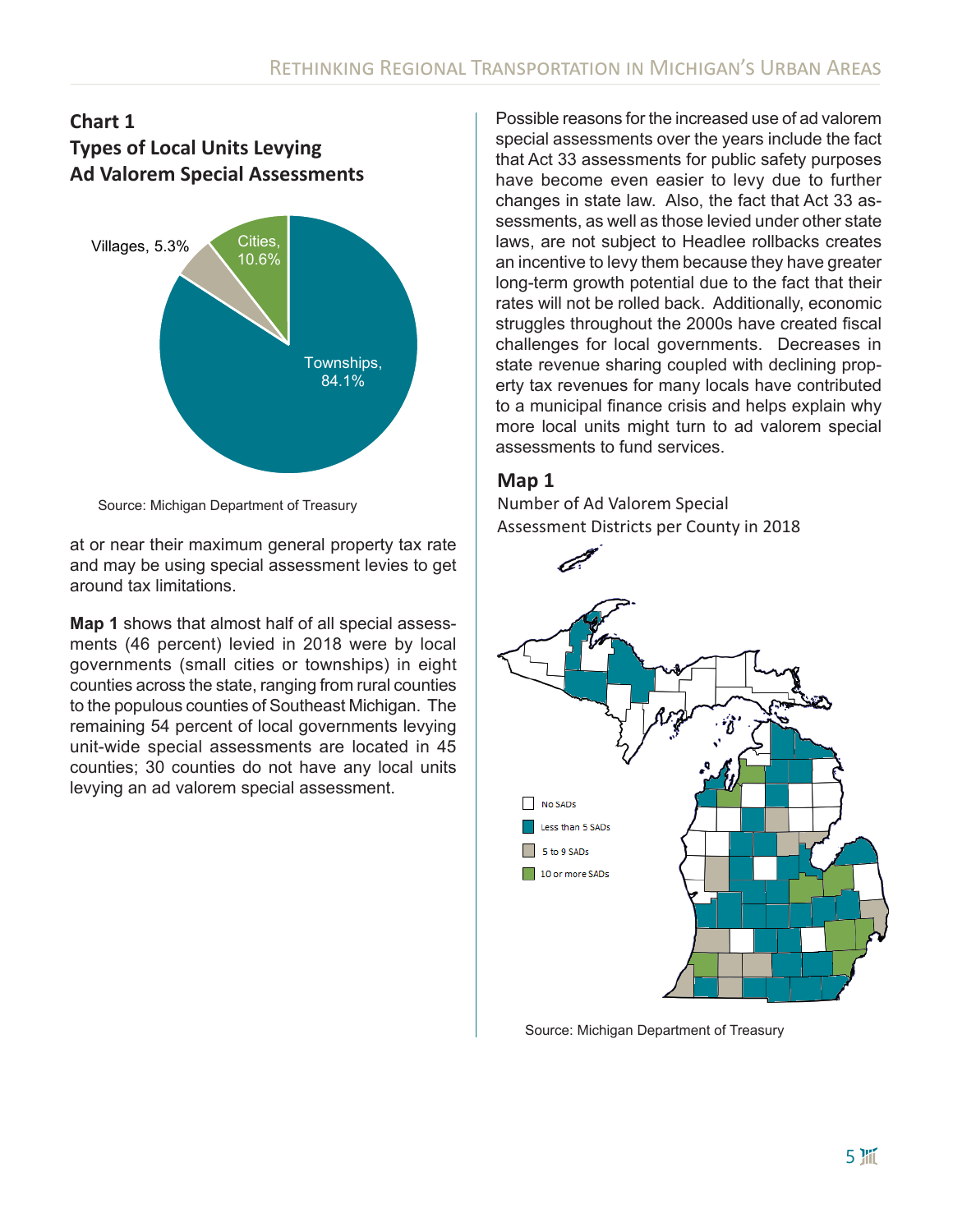## Chart 1
### Types of Local Units Levying Ad Valorem Special Assessments

Villages, 5.3%

Cities, 10.6%

Townships, 84.1%

Source: Michigan Department of Treasury

at or near their maximum general property tax rate and may be using special assessment levies to get around tax limitations.

**Map 1** shows that almost half of all special assessments (46 percent) levied in 2018 were by local governments (small cities or townships) in eight counties across the state, ranging from rural counties to the populous counties of Southeast Michigan. The remaining 54 percent of local governments levying unit-wide special assessments are located in 45 counties; 30 counties do not have any local units levying an ad valorem special assessment.

Possible reasons for the increased use of ad valorem special assessments over the years include the fact that Act 33 assessments for public safety purposes have become even easier to levy due to further changes in state law. Also, the fact that Act 33 assessments, as well as those levied under other state laws, are not subject to Headlee rollbacks creates an incentive to levy them because they have greater long-term growth potential due to the fact that their rates will not be rolled back. Additionally, economic struggles throughout the 2000s have created fiscal challenges for local governments. Decreases in state revenue sharing coupled with declining property tax revenues for many locals have contributed to a municipal finance crisis and helps explain why more local units might turn to ad valorem special assessments to fund services.

## Map 1
### Number of Ad Valorem Special Assessment Districts per County in 2018

No SADs

Less than 5 SADs

5 to 9 SADs

10 or more SADs

Source: Michigan Department of Treasury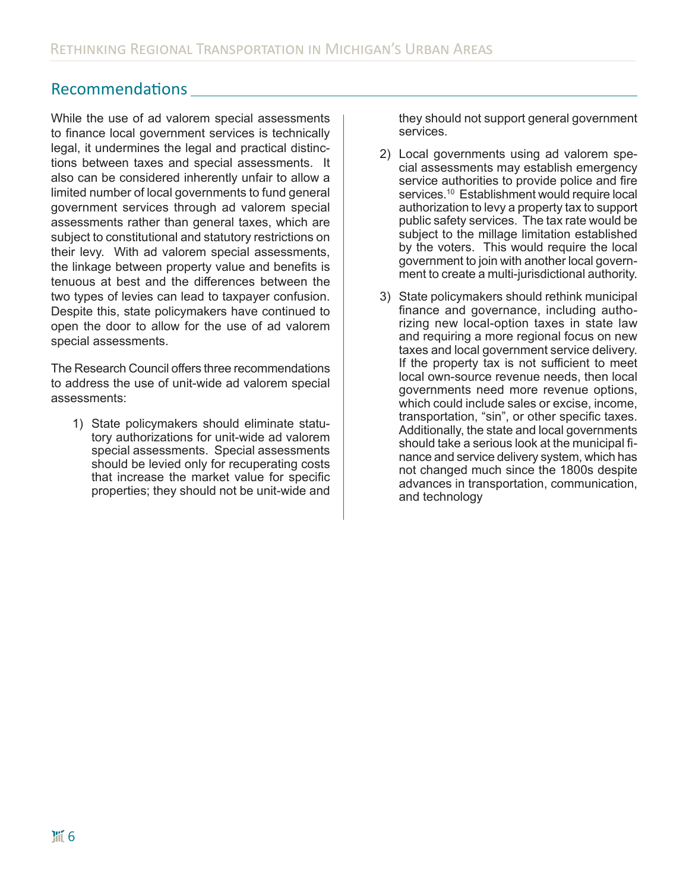## Recommendations

While the use of ad valorem special assessments to finance local government services is technically legal, it undermines the legal and practical distinctions between taxes and special assessments. It also can be considered inherently unfair to allow a limited number of local governments to fund general government services through ad valorem special assessments rather than general taxes, which are subject to constitutional and statutory restrictions on their levy. With ad valorem special assessments, the linkage between property value and benefits is tenuous at best and the differences between the two types of levies can lead to taxpayer confusion. Despite this, state policymakers have continued to open the door to allow for the use of ad valorem special assessments.

The Research Council offers three recommendations to address the use of unit-wide ad valorem special assessments:

1) State policymakers should eliminate statutory authorizations for unit-wide ad valorem special assessments. Special assessments should be levied only for recuperating costs that increase the market value for specific properties; they should not be unit-wide and they should not support general government services.

2) Local governments using ad valorem special assessments may establish emergency service authorities to provide police and fire services.[10] Establishment would require local authorization to levy a property tax to support public safety services. The tax rate would be subject to the millage limitation established by the voters. This would require the local government to join with another local government to create a multi-jurisdictional authority.

3) State policymakers should rethink municipal finance and governance, including authorizing new local-option taxes in state law and requiring a more regional focus on new taxes and local government service delivery. If the property tax is not sufficient to meet local own-source revenue needs, then local governments need more revenue options, which could include sales or excise, income, transportation, "sin", or other specific taxes. Additionally, the state and local governments should take a serious look at the municipal finance and service delivery system, which has not changed much since the 1800s despite advances in transportation, communication, and technology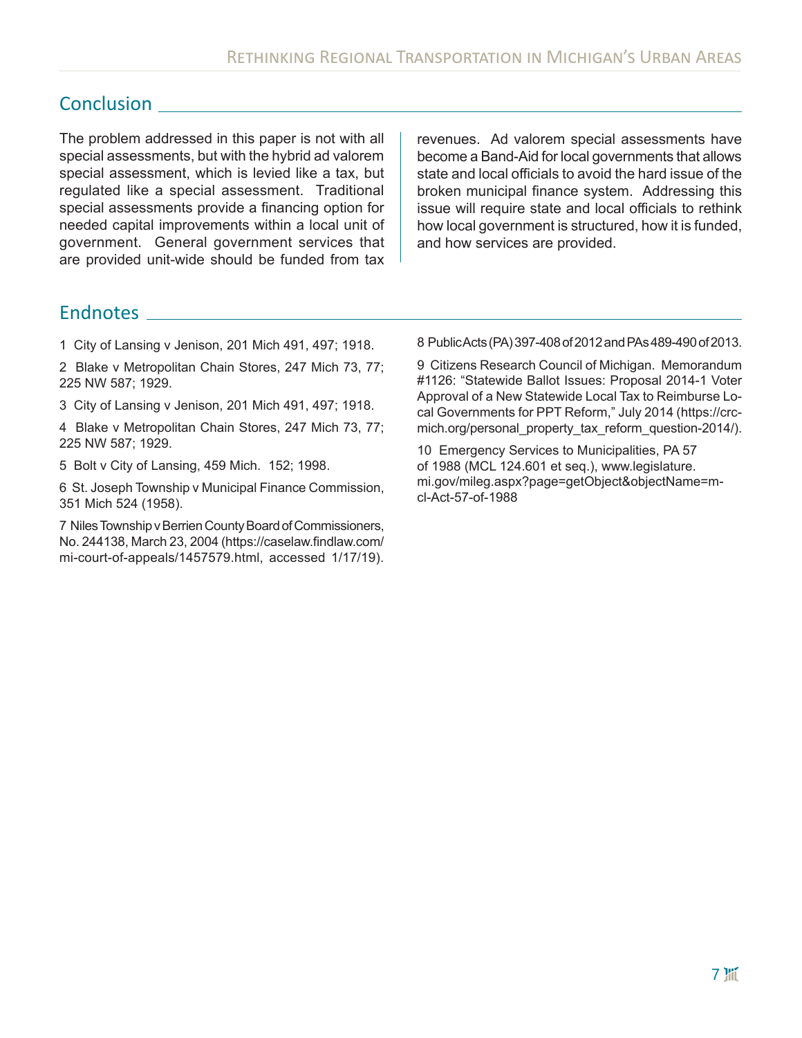## Conclusion

The problem addressed in this paper is not with all special assessments, but with the hybrid ad valorem special assessment, which is levied like a tax, but regulated like a special assessment. Traditional special assessments provide a financing option for needed capital improvements within a local unit of government. General government services that are provided unit-wide should be funded from tax revenues. Ad valorem special assessments have become a Band-Aid for local governments that allows state and local officials to avoid the hard issue of the broken municipal finance system. Addressing this issue will require state and local officials to rethink how local government is structured, how it is funded, and how services are provided.

## Endnotes

1 City of Lansing v Jenison, 201 Mich 491, 497; 1918.

2 Blake v Metropolitan Chain Stores, 247 Mich 73, 77; 225 NW 587; 1929.

3 City of Lansing v Jenison, 201 Mich 491, 497; 1918.

4 Blake v Metropolitan Chain Stores, 247 Mich 73, 77; 225 NW 587; 1929.

5 Bolt v City of Lansing, 459 Mich. 152; 1998.

6 St. Joseph Township v Municipal Finance Commission, 351 Mich 524 (1958).

7 Niles Township v Berrien County Board of Commissioners, No. 244138, March 23, 2004 (https://caselaw.findlaw.com/mi-court-of-appeals/1457579.html, accessed 1/17/19).

8 Public Acts (PA) 397-408 of 2012 and PAs 489-490 of 2013.

9 Citizens Research Council of Michigan. Memorandum #1126: "Statewide Ballot Issues: Proposal 2014-1 Voter Approval of a New Statewide Local Tax to Reimburse Local Governments for PPT Reform," July 2014 (https://crcmich.org/personal_property_tax_reform_question-2014/).

10 Emergency Services to Municipalities, PA 57 of 1988 (MCL 124.601 et seq.), www.legislature.mi.gov/mileg.aspx?page=getObject&objectName=mcl-Act-57-of-1988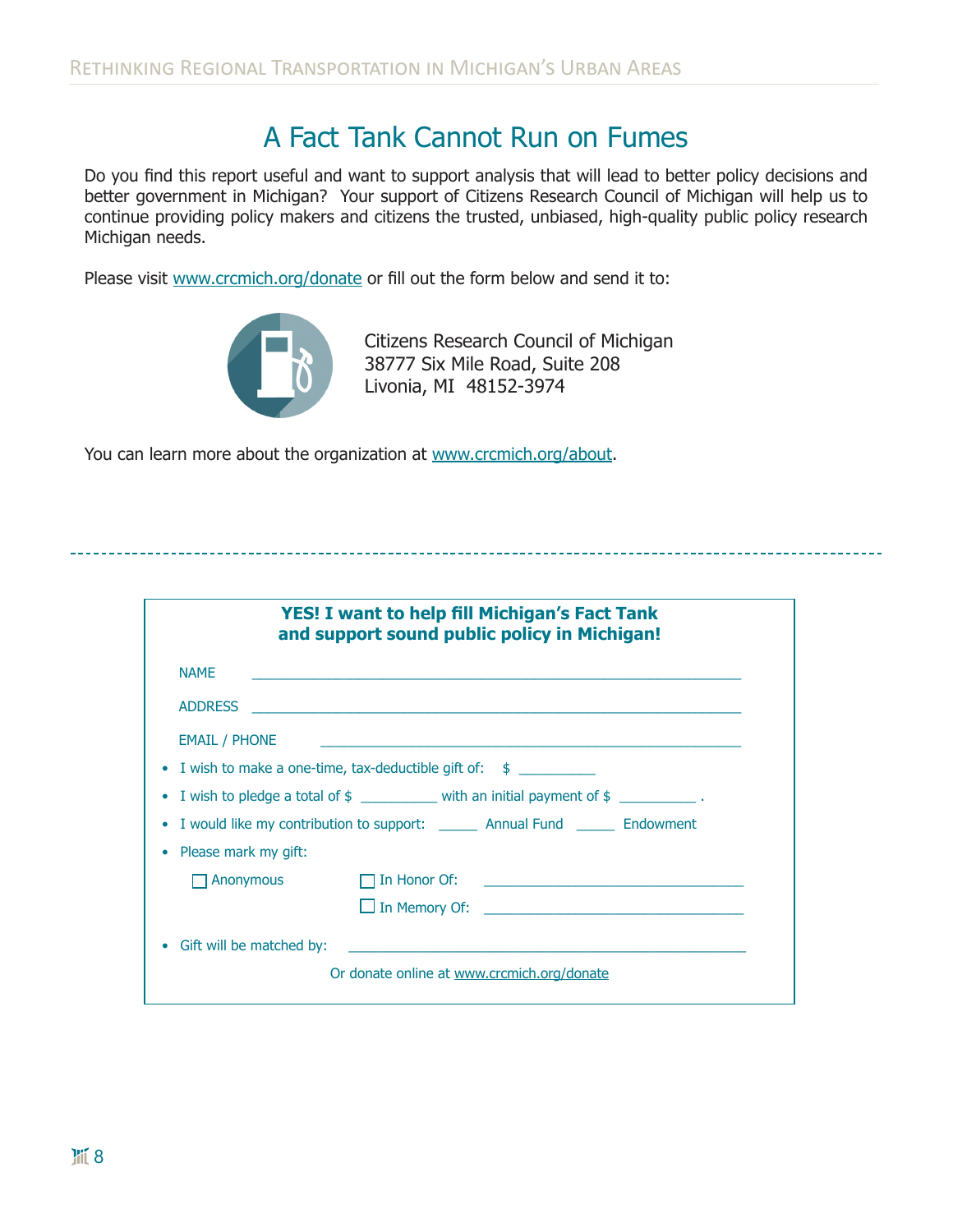# A Fact Tank Cannot Run on Fumes

Do you find this report useful and want to support analysis that will lead to better policy decisions and better government in Michigan? Your support of Citizens Research Council of Michigan will help us to continue providing policy makers and citizens the trusted, unbiased, high-quality public policy research Michigan needs.

Please visit www.crcmich.org/donate or fill out the form below and send it to:

Citizens Research Council of Michigan
38777 Six Mile Road, Suite 208
Livonia, MI 48152-3974

You can learn more about the organization at www.crcmich.org/about.

---

**YES! I want to help fill Michigan's Fact Tank and support sound public policy in Michigan!**

NAME ______________________________

ADDRESS ______________________________

EMAIL / PHONE ______________________________

- I wish to make a one-time, tax-deductible gift of: $ __________
- I wish to pledge a total of $ __________ with an initial payment of $ __________ .
- I would like my contribution to support: _____ Annual Fund _____ Endowment
- Please mark my gift:

  ☐ Anonymous ☐ In Honor Of: ______________________________

  ☐ In Memory Of: ______________________________

- Gift will be matched by: ______________________________

Or donate online at www.crcmich.org/donate